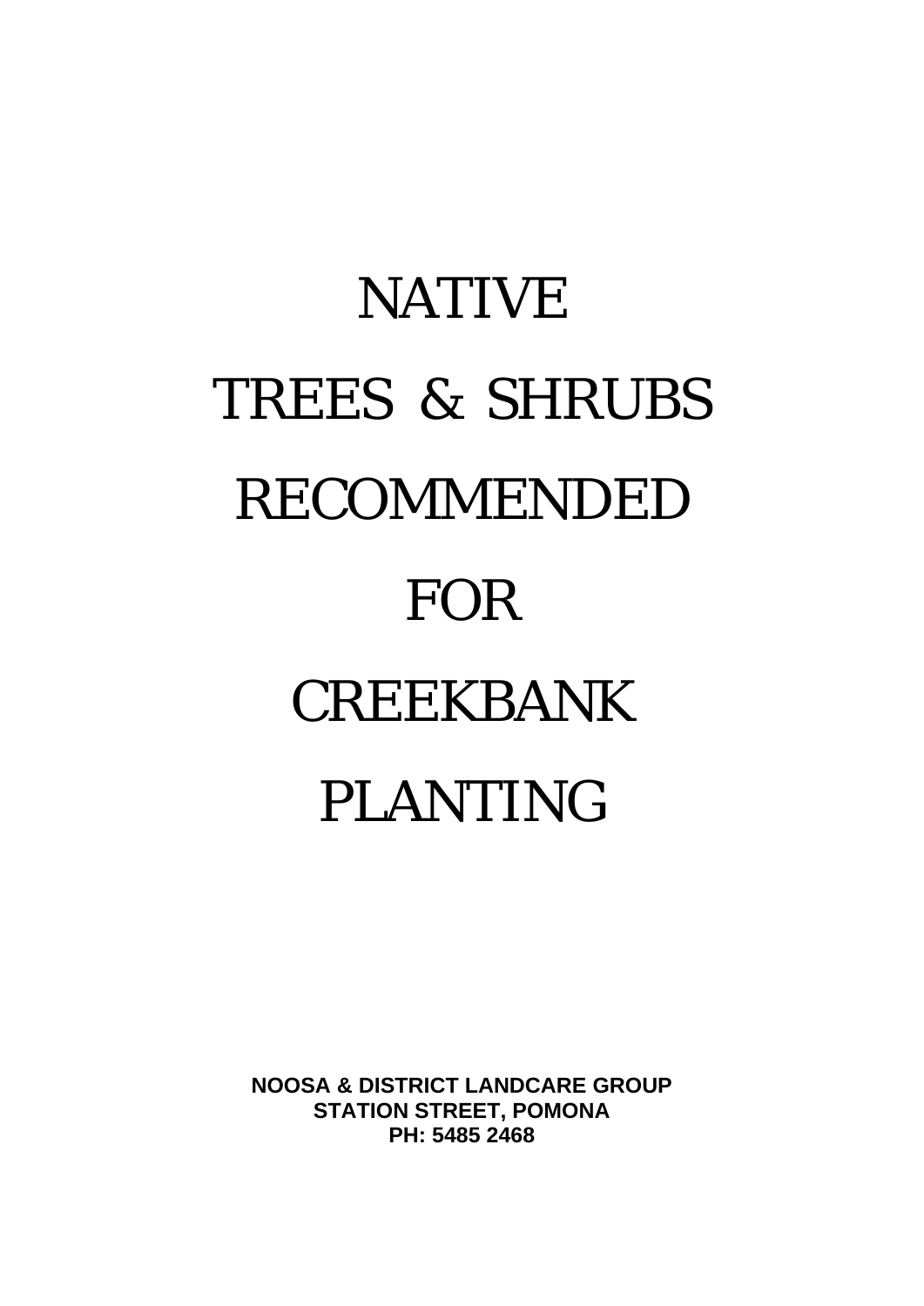# NATIVE

# TREES & SHRUBS

# RECOMMENDED

# FOR

# CREEKBANK

# PLANTING

**NOOSA & DISTRICT LANDCARE GROUP**
**STATION STREET, POMONA**
**PH: 5485 2468**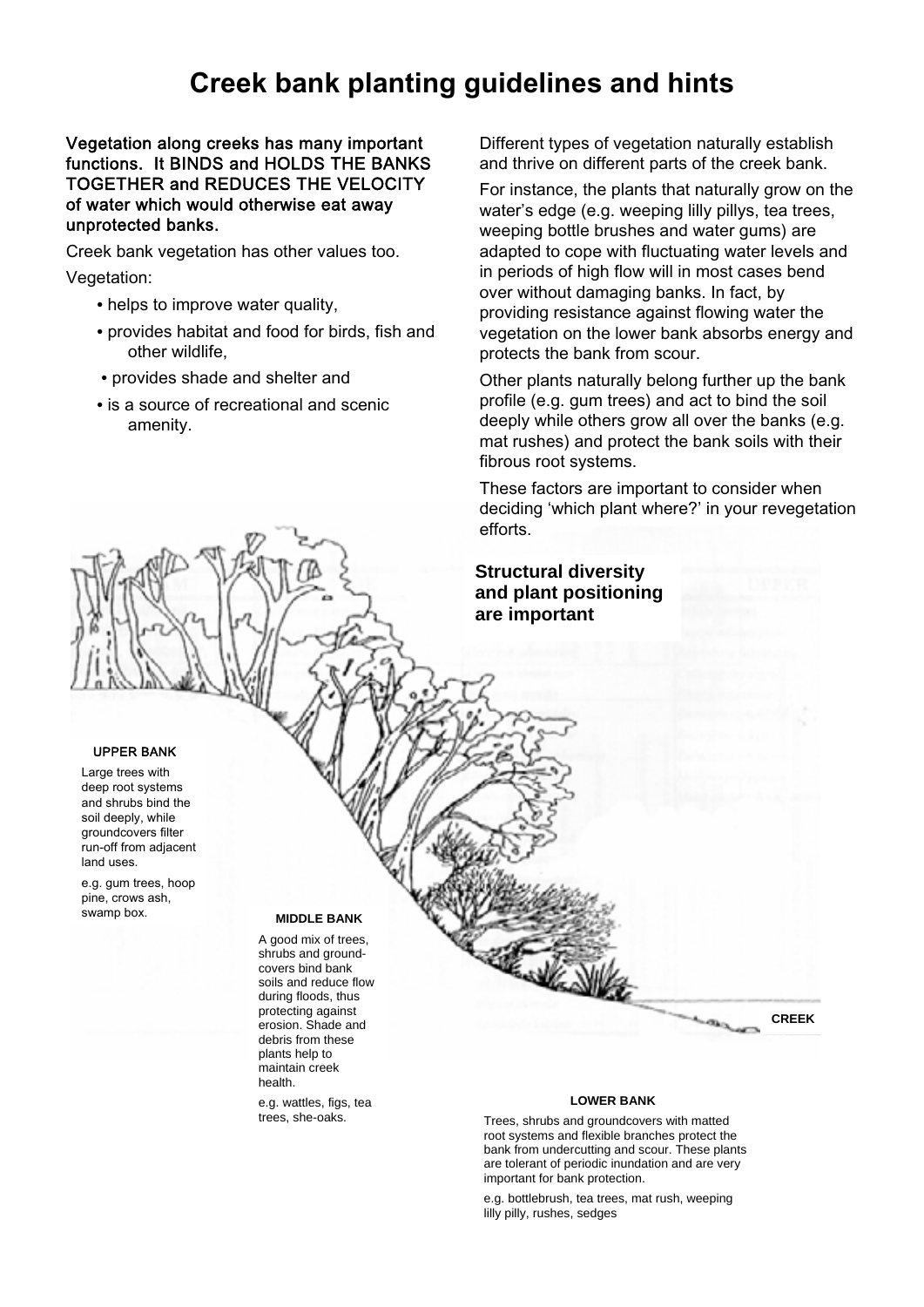# Creek bank planting guidelines and hints

**Vegetation along creeks has many important functions. It BINDS and HOLDS THE BANKS TOGETHER and REDUCES THE VELOCITY of water which would otherwise eat away unprotected banks.**

Creek bank vegetation has other values too.

Vegetation:

- helps to improve water quality,
- provides habitat and food for birds, fish and other wildlife,
- provides shade and shelter and
- is a source of recreational and scenic amenity.

Different types of vegetation naturally establish and thrive on different parts of the creek bank.

For instance, the plants that naturally grow on the water's edge (e.g. weeping lilly pillys, tea trees, weeping bottle brushes and water gums) are adapted to cope with fluctuating water levels and in periods of high flow will in most cases bend over without damaging banks. In fact, by providing resistance against flowing water the vegetation on the lower bank absorbs energy and protects the bank from scour.

Other plants naturally belong further up the bank profile (e.g. gum trees) and act to bind the soil deeply while others grow all over the banks (e.g. mat rushes) and protect the bank soils with their fibrous root systems.

These factors are important to consider when deciding 'which plant where?' in your revegetation efforts.

**Structural diversity and plant positioning are important**

**UPPER BANK**

Large trees with deep root systems and shrubs bind the soil deeply, while groundcovers filter run-off from adjacent land uses.

e.g. gum trees, hoop pine, crows ash, swamp box.

**MIDDLE BANK**

A good mix of trees, shrubs and ground-covers bind bank soils and reduce flow during floods, thus protecting against erosion. Shade and debris from these plants help to maintain creek health.

e.g. wattles, figs, tea trees, she-oaks.

**CREEK**

**LOWER BANK**

Trees, shrubs and groundcovers with matted root systems and flexible branches protect the bank from undercutting and scour. These plants are tolerant of periodic inundation and are very important for bank protection.

e.g. bottlebrush, tea trees, mat rush, weeping lilly pilly, rushes, sedges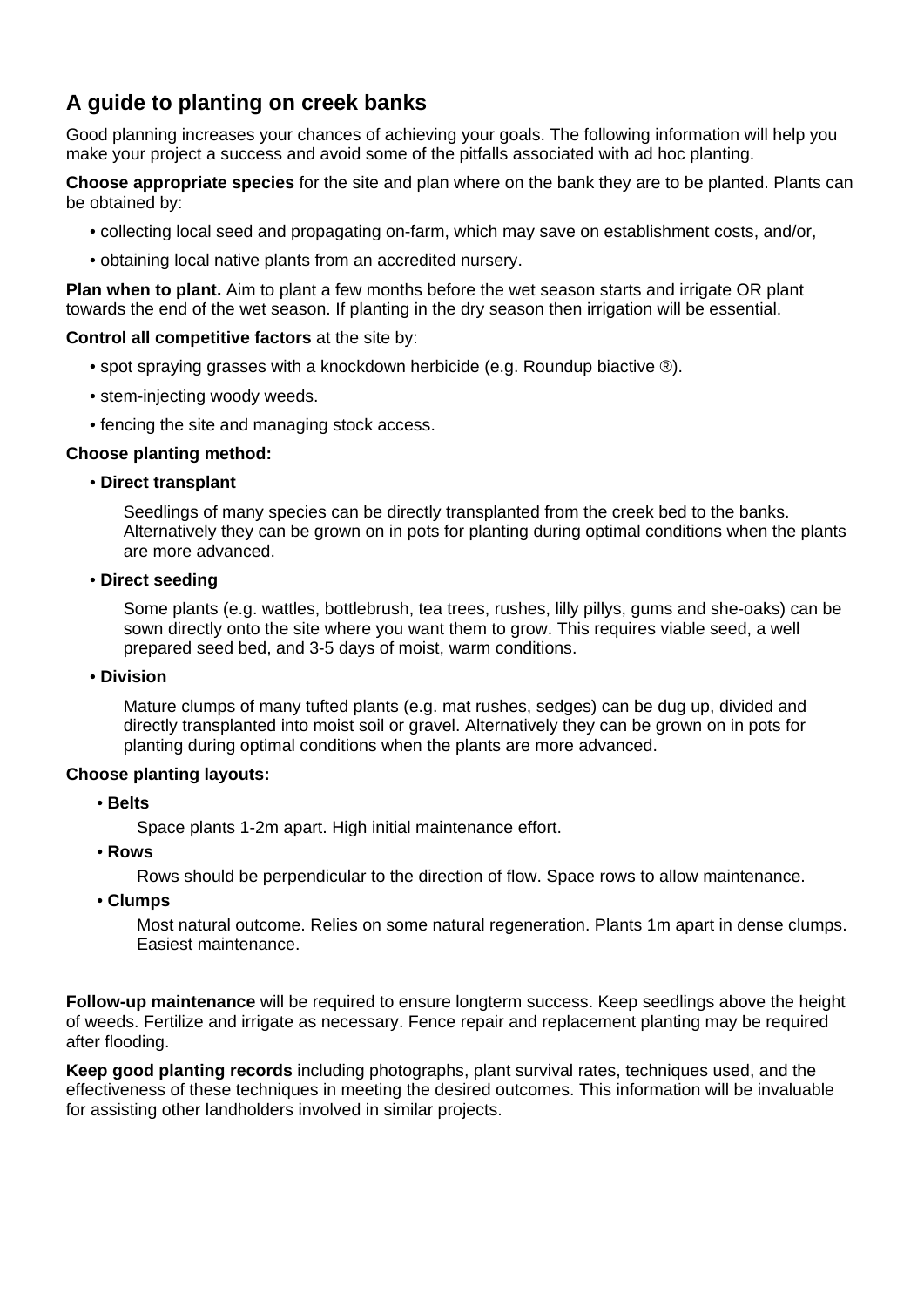## A guide to planting on creek banks

Good planning increases your chances of achieving your goals. The following information will help you make your project a success and avoid some of the pitfalls associated with ad hoc planting.

**Choose appropriate species** for the site and plan where on the bank they are to be planted. Plants can be obtained by:

- collecting local seed and propagating on-farm, which may save on establishment costs, and/or,
- obtaining local native plants from an accredited nursery.

**Plan when to plant.** Aim to plant a few months before the wet season starts and irrigate OR plant towards the end of the wet season. If planting in the dry season then irrigation will be essential.

**Control all competitive factors** at the site by:

- spot spraying grasses with a knockdown herbicide (e.g. Roundup biactive ®).
- stem-injecting woody weeds.
- fencing the site and managing stock access.

**Choose planting method:**

- **Direct transplant**

  Seedlings of many species can be directly transplanted from the creek bed to the banks. Alternatively they can be grown on in pots for planting during optimal conditions when the plants are more advanced.

- **Direct seeding**

  Some plants (e.g. wattles, bottlebrush, tea trees, rushes, lilly pillys, gums and she-oaks) can be sown directly onto the site where you want them to grow. This requires viable seed, a well prepared seed bed, and 3-5 days of moist, warm conditions.

- **Division**

  Mature clumps of many tufted plants (e.g. mat rushes, sedges) can be dug up, divided and directly transplanted into moist soil or gravel. Alternatively they can be grown on in pots for planting during optimal conditions when the plants are more advanced.

**Choose planting layouts:**

- **Belts**

  Space plants 1-2m apart. High initial maintenance effort.

- **Rows**

  Rows should be perpendicular to the direction of flow. Space rows to allow maintenance.

- **Clumps**

  Most natural outcome. Relies on some natural regeneration. Plants 1m apart in dense clumps. Easiest maintenance.

**Follow-up maintenance** will be required to ensure longterm success. Keep seedlings above the height of weeds. Fertilize and irrigate as necessary. Fence repair and replacement planting may be required after flooding.

**Keep good planting records** including photographs, plant survival rates, techniques used, and the effectiveness of these techniques in meeting the desired outcomes. This information will be invaluable for assisting other landholders involved in similar projects.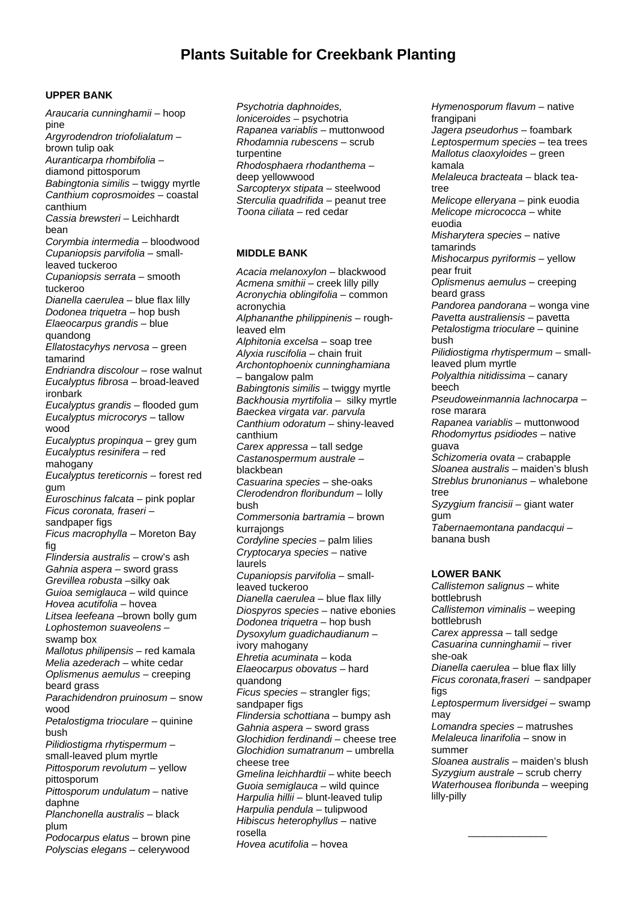# Plants Suitable for Creekbank Planting

## UPPER BANK

*Araucaria cunninghamii* – hoop pine
*Argyrodendron triofolialatum* – brown tulip oak
*Auranticarpa rhombifolia* – diamond pittosporum
*Babingtonia similis* – twiggy myrtle
*Canthium coprosmoides* – coastal canthium
*Cassia brewsteri* – Leichhardt bean
*Corymbia intermedia* – bloodwood
*Cupaniopsis parvifolia* – small-leaved tuckeroo
*Cupaniopsis serrata* – smooth tuckeroo
*Dianella caerulea* – blue flax lilly
*Dodonea triquetra* – hop bush
*Elaeocarpus grandis* – blue quandong
*Ellatostacyhys nervosa* – green tamarind
*Endriandra discolour* – rose walnut
*Eucalyptus fibrosa* – broad-leaved ironbark
*Eucalyptus grandis* – flooded gum
*Eucalyptus microcorys* – tallow wood
*Eucalyptus propinqua* – grey gum
*Eucalyptus resinifera* – red mahogany
*Eucalyptus tereticornis* – forest red gum
*Euroschinus falcata* – pink poplar
*Ficus coronata, fraseri* – sandpaper figs
*Ficus macrophylla* – Moreton Bay fig
*Flindersia australis* – crow's ash
*Gahnia aspera* – sword grass
*Grevillea robusta* –silky oak
*Guioa semiglauca* – wild quince
*Hovea acutifolia* – hovea
*Litsea leefeana* –brown bolly gum
*Lophostemon suaveolens* – swamp box
*Mallotus philipensis* – red kamala
*Melia azederach* – white cedar
*Oplismenus aemulus* – creeping beard grass
*Parachidendron pruinosum* – snow wood
*Petalostigma trioculare* – quinine bush
*Pilidiostigma rhytispermum* – small-leaved plum myrtle
*Pittosporum revolutum* – yellow pittosporum
*Pittosporum undulatum* – native daphne
*Planchonella australis* – black plum
*Podocarpus elatus* – brown pine
*Polyscias elegans* – celerywood
*Psychotria daphnoides, loniceroides* – psychotria
*Rapanea variablis* – muttonwood
*Rhodamnia rubescens* – scrub turpentine
*Rhodosphaera rhodanthema* – deep yellowwood
*Sarcopteryx stipata* – steelwood
*Sterculia quadrifida* – peanut tree
*Toona ciliata* – red cedar

## MIDDLE BANK

*Acacia melanoxylon* – blackwood
*Acmena smithii* – creek lilly pilly
*Acronychia oblingifolia* – common acronychia
*Alphananthe philippinenis* – rough-leaved elm
*Alphitonia excelsa* – soap tree
*Alyxia ruscifolia* – chain fruit
*Archontophoenix cunninghamiana* – bangalow palm
*Babingtonis similis* – twiggy myrtle
*Backhousia myrtifolia* – silky myrtle
*Baeckea virgata var. parvula*
*Canthium odoratum* – shiny-leaved canthium
*Carex appressa* – tall sedge
*Castanospermum australe* – blackbean
*Casuarina species* – she-oaks
*Clerodendron floribundum* – lolly bush
*Commersonia bartramia* – brown kurrajongs
*Cordyline species* – palm lilies
*Cryptocarya species* – native laurels
*Cupaniopsis parvifolia* – small-leaved tuckeroo
*Dianella caerulea* – blue flax lilly
*Diospyros species* – native ebonies
*Dodonea triquetra* – hop bush
*Dysoxylum guadichaudianum* – ivory mahogany
*Ehretia acuminata* – koda
*Elaeocarpus obovatus* – hard quandong
*Ficus species* – strangler figs; sandpaper figs
*Flindersia schottiana* – bumpy ash
*Gahnia aspera* – sword grass
*Glochidion ferdinandi* – cheese tree
*Glochidion sumatranum* – umbrella cheese tree
*Gmelina leichhardtii* – white beech
*Guoia semiglauca* – wild quince
*Harpulia hillii* – blunt-leaved tulip
*Harpulia pendula* – tulipwood
*Hibiscus heterophyllus* – native rosella
*Hovea acutifolia* – hovea
*Hymenosporum flavum* – native frangipani
*Jagera pseudorhus* – foambark
*Leptospermum species* – tea trees
*Mallotus claoxyloides* – green kamala
*Melaleuca bracteata* – black tea-tree
*Melicope elleryana* – pink euodia
*Melicope micrococca* – white euodia
*Misharytera species* – native tamarinds
*Mishocarpus pyriformis* – yellow pear fruit
*Oplismenus aemulus* – creeping beard grass
*Pandorea pandorana* – wonga vine
*Pavetta australiensis* – pavetta
*Petalostigma trioculare* – quinine bush
*Pilidiostigma rhytispermum* – small-leaved plum myrtle
*Polyalthia nitidissima* – canary beech
*Pseudoweinmannia lachnocarpa* – rose marara
*Rapanea variablis* – muttonwood
*Rhodomyrtus psidiodes* – native guava
*Schizomeria ovata* – crabapple
*Sloanea australis* – maiden's blush
*Streblus brunonianus* – whalebone tree
*Syzygium francisii* – giant water gum
*Tabernaemontana pandacqui* – banana bush

## LOWER BANK

*Callistemon salignus* – white bottlebrush
*Callistemon viminalis* – weeping bottlebrush
*Carex appressa* – tall sedge
*Casuarina cunninghamii* – river she-oak
*Dianella caerulea* – blue flax lilly
*Ficus coronata,fraseri* – sandpaper figs
*Leptospermum liversidgei* – swamp may
*Lomandra species* – matrushes
*Melaleuca linarifolia* – snow in summer
*Sloanea australis* – maiden's blush
*Syzygium australe* – scrub cherry
*Waterhousea floribunda* – weeping lilly-pilly

______________